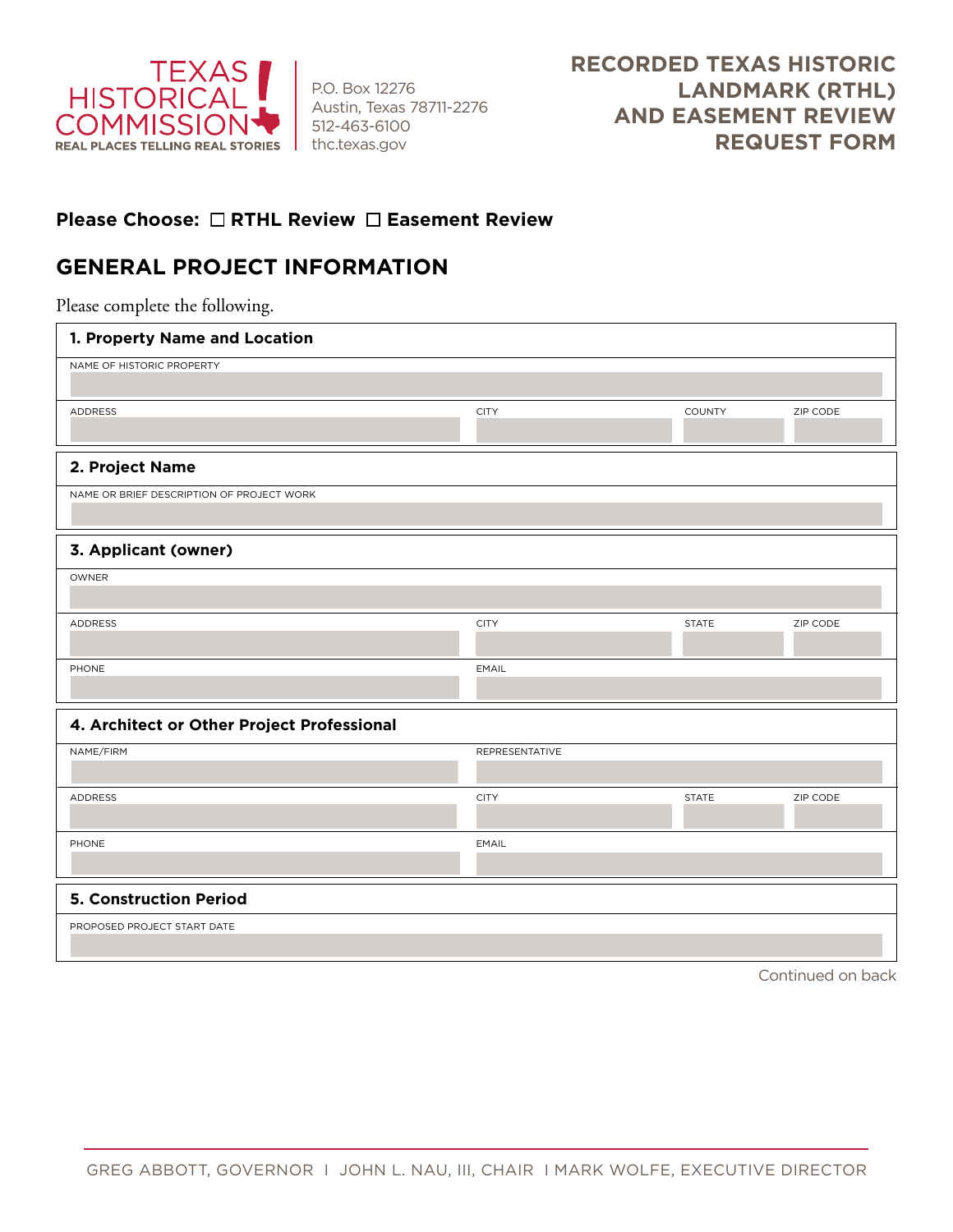TEXAS HISTORICAL COMMISSION
REAL PLACES TELLING REAL STORIES

P.O. Box 12276
Austin, Texas 78711-2276
512-463-6100
thc.texas.gov

# RECORDED TEXAS HISTORIC LANDMARK (RTHL) AND EASEMENT REVIEW REQUEST FORM

**Please Choose:** ☐ **RTHL Review** ☐ **Easement Review**

## GENERAL PROJECT INFORMATION

Please complete the following.

### 1. Property Name and Location

| NAME OF HISTORIC PROPERTY | | | |
|---|---|---|---|
| | | | |
| ADDRESS | CITY | COUNTY | ZIP CODE |
| | | | |

### 2. Project Name

| NAME OR BRIEF DESCRIPTION OF PROJECT WORK |
|---|
| |

### 3. Applicant (owner)

| OWNER | | | |
|---|---|---|---|
| | | | |
| ADDRESS | CITY | STATE | ZIP CODE |
| | | | |
| PHONE | EMAIL | | |
| | | | |

### 4. Architect or Other Project Professional

| NAME/FIRM | REPRESENTATIVE | | |
|---|---|---|---|
| | | | |
| ADDRESS | CITY | STATE | ZIP CODE |
| | | | |
| PHONE | EMAIL | | |
| | | | |

### 5. Construction Period

| PROPOSED PROJECT START DATE |
|---|
| |

Continued on back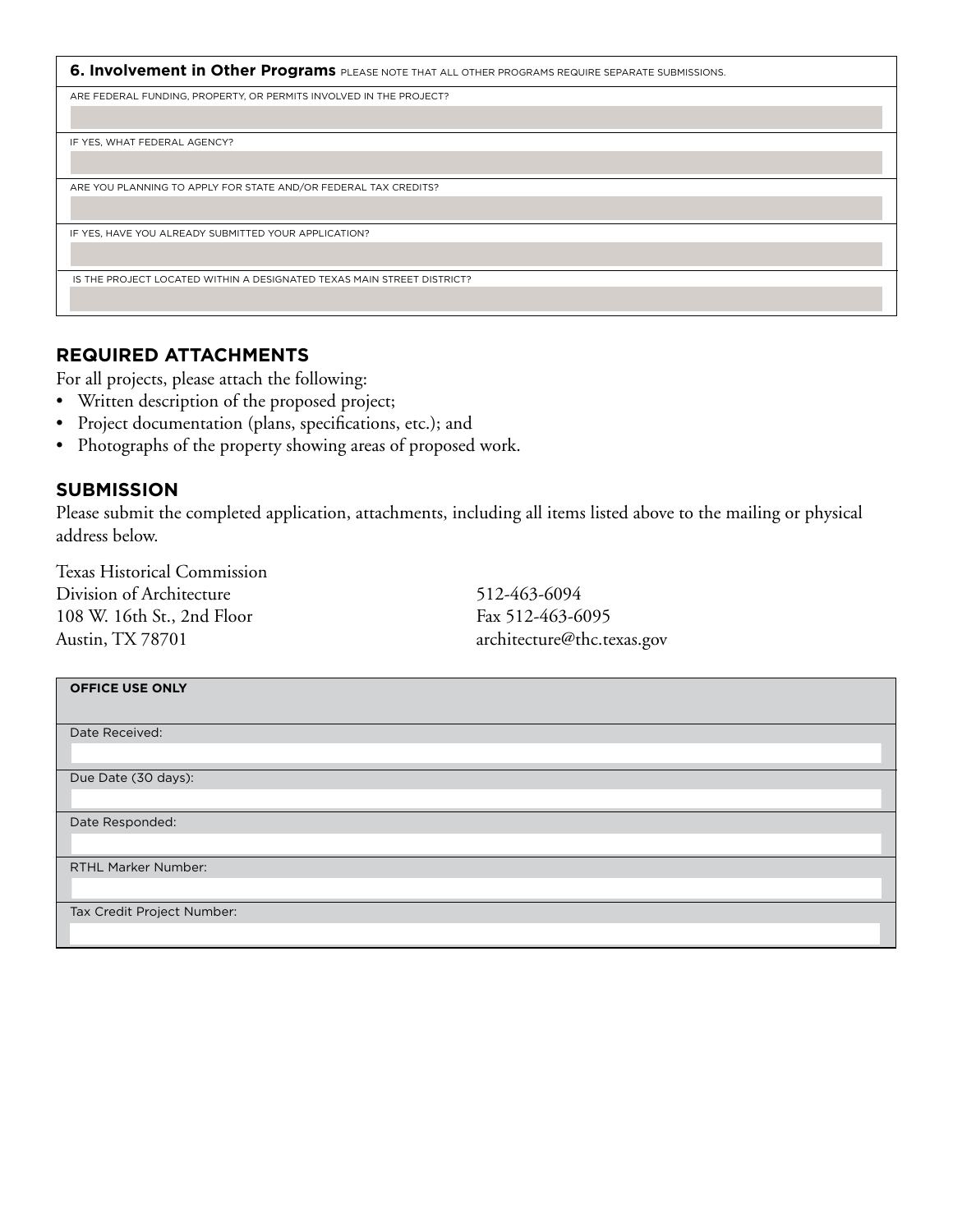## 6. Involvement in Other Programs

PLEASE NOTE THAT ALL OTHER PROGRAMS REQUIRE SEPARATE SUBMISSIONS.

| |
|---|
| ARE FEDERAL FUNDING, PROPERTY, OR PERMITS INVOLVED IN THE PROJECT? |
| |
| IF YES, WHAT FEDERAL AGENCY? |
| |
| ARE YOU PLANNING TO APPLY FOR STATE AND/OR FEDERAL TAX CREDITS? |
| |
| IF YES, HAVE YOU ALREADY SUBMITTED YOUR APPLICATION? |
| |
| IS THE PROJECT LOCATED WITHIN A DESIGNATED TEXAS MAIN STREET DISTRICT? |
| |

## REQUIRED ATTACHMENTS

For all projects, please attach the following:

- Written description of the proposed project;
- Project documentation (plans, specifications, etc.); and
- Photographs of the property showing areas of proposed work.

## SUBMISSION

Please submit the completed application, attachments, including all items listed above to the mailing or physical address below.

Texas Historical Commission
Division of Architecture
108 W. 16th St., 2nd Floor
Austin, TX 78701

512-463-6094
Fax 512-463-6095
architecture@thc.texas.gov

| OFFICE USE ONLY |
|---|
| Date Received: |
| Due Date (30 days): |
| Date Responded: |
| RTHL Marker Number: |
| Tax Credit Project Number: |